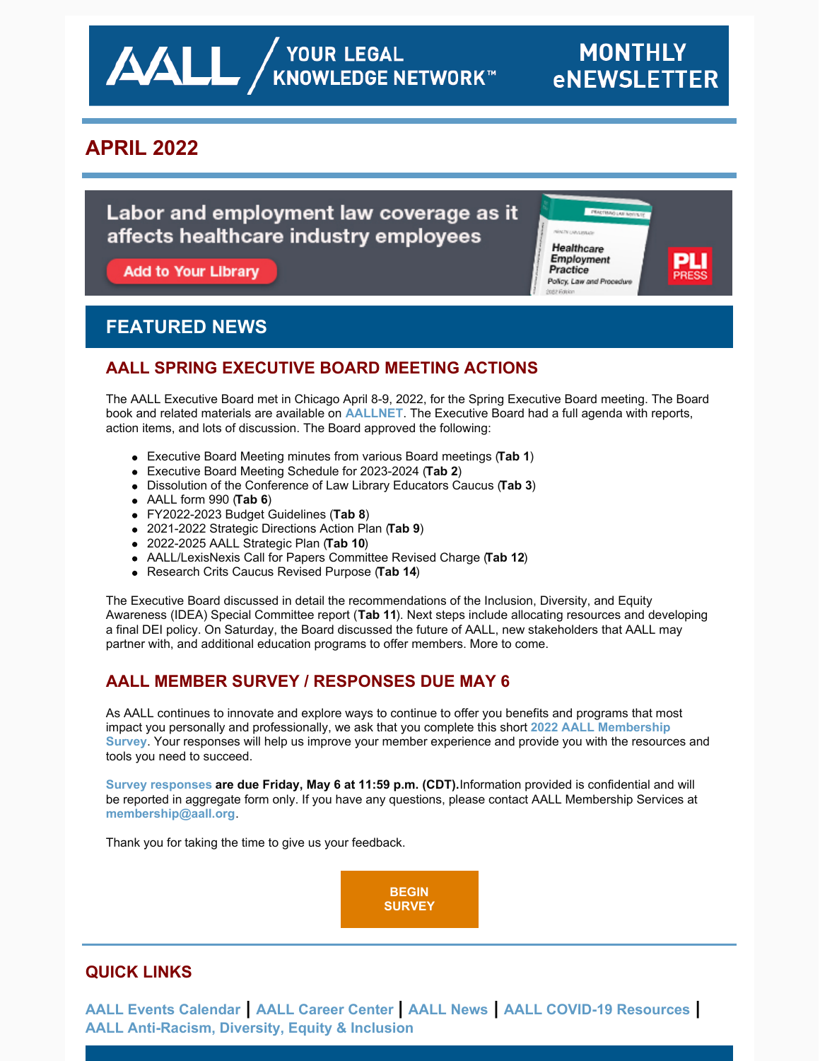# AALL / YOUR LEGAL KNOWLEDGE NETWORK™ — MONTHLY eNEWSLETTER

## APRIL 2022

Labor and employment law coverage as it affects healthcare industry employees

Add to Your Library

## FEATURED NEWS

### AALL SPRING EXECUTIVE BOARD MEETING ACTIONS

The AALL Executive Board met in Chicago April 8-9, 2022, for the Spring Executive Board meeting. The Board book and related materials are available on **AALLNET**. The Executive Board had a full agenda with reports, action items, and lots of discussion. The Board approved the following:

- Executive Board Meeting minutes from various Board meetings (**Tab 1**)
- Executive Board Meeting Schedule for 2023-2024 (**Tab 2**)
- Dissolution of the Conference of Law Library Educators Caucus (**Tab 3**)
- AALL form 990 (**Tab 6**)
- FY2022-2023 Budget Guidelines (**Tab 8**)
- 2021-2022 Strategic Directions Action Plan (**Tab 9**)
- 2022-2025 AALL Strategic Plan (**Tab 10**)
- AALL/LexisNexis Call for Papers Committee Revised Charge (**Tab 12**)
- Research Crits Caucus Revised Purpose (**Tab 14**)

The Executive Board discussed in detail the recommendations of the Inclusion, Diversity, and Equity Awareness (IDEA) Special Committee report (**Tab 11**). Next steps include allocating resources and developing a final DEI policy. On Saturday, the Board discussed the future of AALL, new stakeholders that AALL may partner with, and additional education programs to offer members. More to come.

### AALL MEMBER SURVEY / RESPONSES DUE MAY 6

As AALL continues to innovate and explore ways to continue to offer you benefits and programs that most impact you personally and professionally, we ask that you complete this short **2022 AALL Membership Survey**. Your responses will help us improve your member experience and provide you with the resources and tools you need to succeed.

**Survey responses** **are due Friday, May 6 at 11:59 p.m. (CDT).** Information provided is confidential and will be reported in aggregate form only. If you have any questions, please contact AALL Membership Services at **membership@aall.org**.

Thank you for taking the time to give us your feedback.

**BEGIN SURVEY**

## QUICK LINKS

**AALL Events Calendar** | **AALL Career Center** | **AALL News** | **AALL COVID-19 Resources** | **AALL Anti-Racism, Diversity, Equity & Inclusion**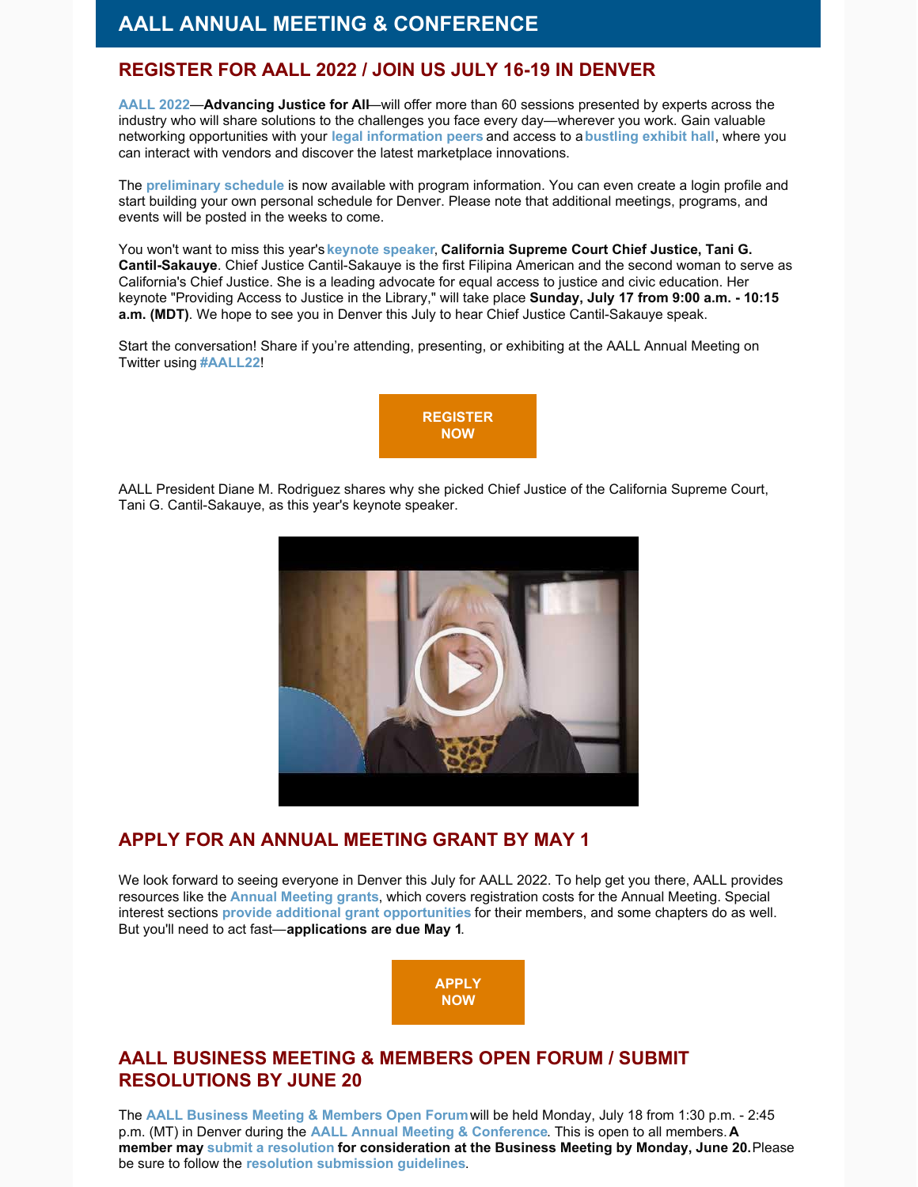# AALL ANNUAL MEETING & CONFERENCE

## REGISTER FOR AALL 2022 / JOIN US JULY 16-19 IN DENVER

AALL 2022—**Advancing Justice for All**—will offer more than 60 sessions presented by experts across the industry who will share solutions to the challenges you face every day—wherever you work. Gain valuable networking opportunities with your legal information peers and access to a bustling exhibit hall, where you can interact with vendors and discover the latest marketplace innovations.

The preliminary schedule is now available with program information. You can even create a login profile and start building your own personal schedule for Denver. Please note that additional meetings, programs, and events will be posted in the weeks to come.

You won't want to miss this year's keynote speaker, **California Supreme Court Chief Justice, Tani G. Cantil-Sakauye**. Chief Justice Cantil-Sakauye is the first Filipina American and the second woman to serve as California's Chief Justice. She is a leading advocate for equal access to justice and civic education. Her keynote "Providing Access to Justice in the Library," will take place **Sunday, July 17 from 9:00 a.m. - 10:15 a.m. (MDT)**. We hope to see you in Denver this July to hear Chief Justice Cantil-Sakauye speak.

Start the conversation! Share if you're attending, presenting, or exhibiting at the AALL Annual Meeting on Twitter using #AALL22!

**REGISTER NOW**

AALL President Diane M. Rodriguez shares why she picked Chief Justice of the California Supreme Court, Tani G. Cantil-Sakauye, as this year's keynote speaker.

## APPLY FOR AN ANNUAL MEETING GRANT BY MAY 1

We look forward to seeing everyone in Denver this July for AALL 2022. To help get you there, AALL provides resources like the Annual Meeting grants, which covers registration costs for the Annual Meeting. Special interest sections provide additional grant opportunities for their members, and some chapters do as well. But you'll need to act fast—**applications are due May 1**.

**APPLY NOW**

## AALL BUSINESS MEETING & MEMBERS OPEN FORUM / SUBMIT RESOLUTIONS BY JUNE 20

The AALL Business Meeting & Members Open Forum will be held Monday, July 18 from 1:30 p.m. - 2:45 p.m. (MT) in Denver during the AALL Annual Meeting & Conference. This is open to all members. **A member may submit a resolution for consideration at the Business Meeting by Monday, June 20.** Please be sure to follow the resolution submission guidelines.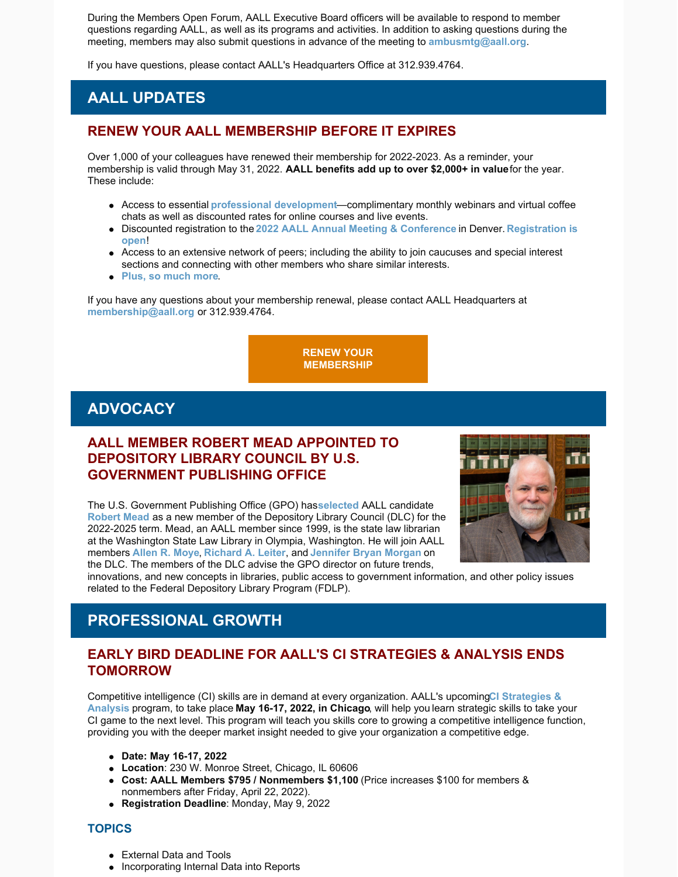During the Members Open Forum, AALL Executive Board officers will be available to respond to member questions regarding AALL, as well as its programs and activities. In addition to asking questions during the meeting, members may also submit questions in advance of the meeting to **ambusmtg@aall.org**.

If you have questions, please contact AALL's Headquarters Office at 312.939.4764.

# AALL UPDATES

## RENEW YOUR AALL MEMBERSHIP BEFORE IT EXPIRES

Over 1,000 of your colleagues have renewed their membership for 2022-2023. As a reminder, your membership is valid through May 31, 2022. **AALL benefits add up to over $2,000+ in value** for the year. These include:

- Access to essential **professional development**—complimentary monthly webinars and virtual coffee chats as well as discounted rates for online courses and live events.
- Discounted registration to the **2022 AALL Annual Meeting & Conference** in Denver. **Registration is open**!
- Access to an extensive network of peers; including the ability to join caucuses and special interest sections and connecting with other members who share similar interests.
- **Plus, so much more**.

If you have any questions about your membership renewal, please contact AALL Headquarters at **membership@aall.org** or 312.939.4764.

**RENEW YOUR MEMBERSHIP**

# ADVOCACY

## AALL MEMBER ROBERT MEAD APPOINTED TO DEPOSITORY LIBRARY COUNCIL BY U.S. GOVERNMENT PUBLISHING OFFICE

The U.S. Government Publishing Office (GPO) has **selected** AALL candidate **Robert Mead** as a new member of the Depository Library Council (DLC) for the 2022-2025 term. Mead, an AALL member since 1999, is the state law librarian at the Washington State Law Library in Olympia, Washington. He will join AALL members **Allen R. Moye**, **Richard A. Leiter**, and **Jennifer Bryan Morgan** on the DLC. The members of the DLC advise the GPO director on future trends, innovations, and new concepts in libraries, public access to government information, and other policy issues related to the Federal Depository Library Program (FDLP).

# PROFESSIONAL GROWTH

## EARLY BIRD DEADLINE FOR AALL'S CI STRATEGIES & ANALYSIS ENDS TOMORROW

Competitive intelligence (CI) skills are in demand at every organization. AALL's upcoming **CI Strategies & Analysis** program, to take place **May 16-17, 2022, in Chicago**, will help you learn strategic skills to take your CI game to the next level. This program will teach you skills core to growing a competitive intelligence function, providing you with the deeper market insight needed to give your organization a competitive edge.

- **Date: May 16-17, 2022**
- **Location**: 230 W. Monroe Street, Chicago, IL 60606
- **Cost: AALL Members $795 / Nonmembers $1,100** (Price increases $100 for members & nonmembers after Friday, April 22, 2022).
- **Registration Deadline**: Monday, May 9, 2022

### TOPICS

- External Data and Tools
- Incorporating Internal Data into Reports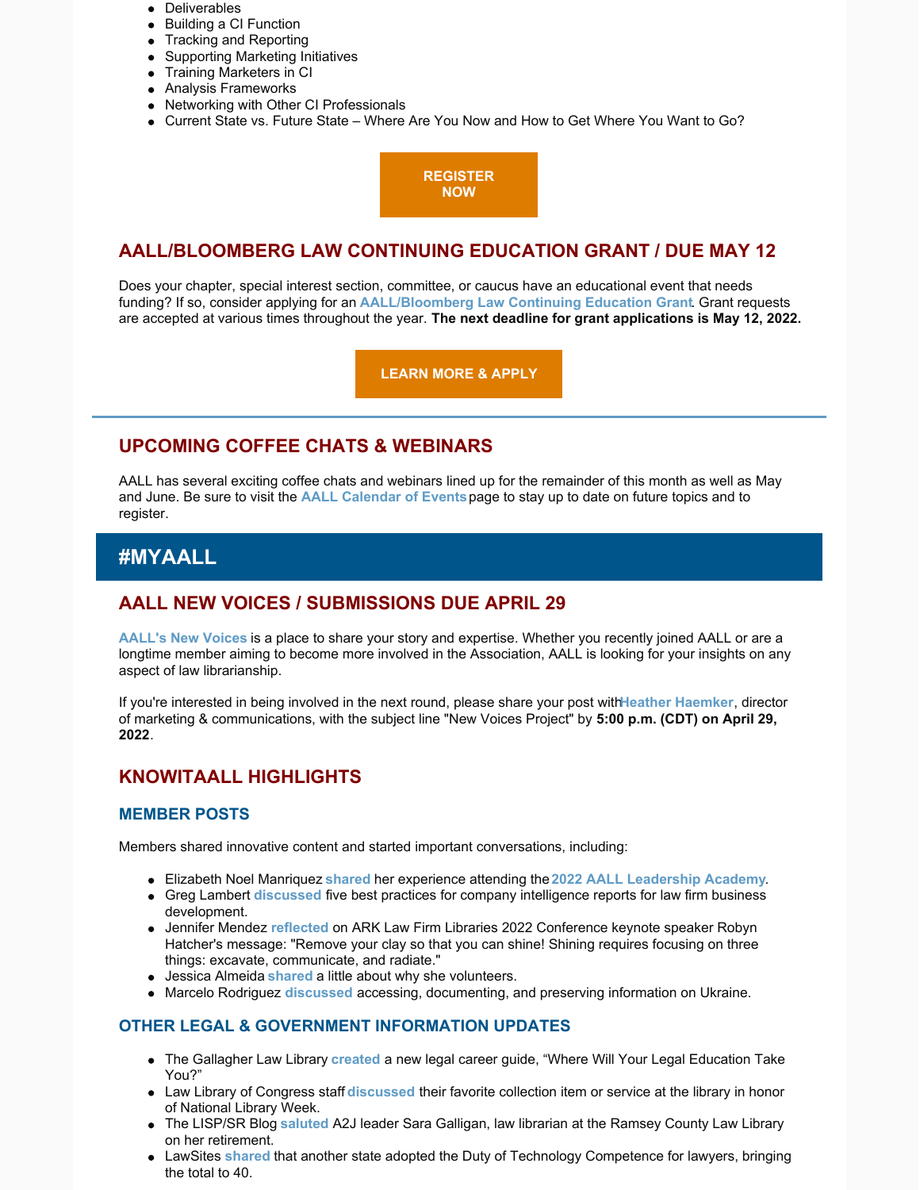- Deliverables
- Building a CI Function
- Tracking and Reporting
- Supporting Marketing Initiatives
- Training Marketers in CI
- Analysis Frameworks
- Networking with Other CI Professionals
- Current State vs. Future State – Where Are You Now and How to Get Where You Want to Go?

**REGISTER NOW**

## AALL/BLOOMBERG LAW CONTINUING EDUCATION GRANT / DUE MAY 12

Does your chapter, special interest section, committee, or caucus have an educational event that needs funding? If so, consider applying for an **AALL/Bloomberg Law Continuing Education Grant**. Grant requests are accepted at various times throughout the year. **The next deadline for grant applications is May 12, 2022.**

**LEARN MORE & APPLY**

---

## UPCOMING COFFEE CHATS & WEBINARS

AALL has several exciting coffee chats and webinars lined up for the remainder of this month as well as May and June. Be sure to visit the **AALL Calendar of Events** page to stay up to date on future topics and to register.

# #MYAALL

## AALL NEW VOICES / SUBMISSIONS DUE APRIL 29

**AALL's New Voices** is a place to share your story and expertise. Whether you recently joined AALL or are a longtime member aiming to become more involved in the Association, AALL is looking for your insights on any aspect of law librarianship.

If you're interested in being involved in the next round, please share your post with **Heather Haemker**, director of marketing & communications, with the subject line "New Voices Project" by **5:00 p.m. (CDT) on April 29, 2022**.

## KNOWITAALL HIGHLIGHTS

### MEMBER POSTS

Members shared innovative content and started important conversations, including:

- Elizabeth Noel Manriquez **shared** her experience attending the **2022 AALL Leadership Academy**.
- Greg Lambert **discussed** five best practices for company intelligence reports for law firm business development.
- Jennifer Mendez **reflected** on ARK Law Firm Libraries 2022 Conference keynote speaker Robyn Hatcher's message: "Remove your clay so that you can shine! Shining requires focusing on three things: excavate, communicate, and radiate."
- Jessica Almeida **shared** a little about why she volunteers.
- Marcelo Rodriguez **discussed** accessing, documenting, and preserving information on Ukraine.

### OTHER LEGAL & GOVERNMENT INFORMATION UPDATES

- The Gallagher Law Library **created** a new legal career guide, "Where Will Your Legal Education Take You?"
- Law Library of Congress staff **discussed** their favorite collection item or service at the library in honor of National Library Week.
- The LISP/SR Blog **saluted** A2J leader Sara Galligan, law librarian at the Ramsey County Law Library on her retirement.
- LawSites **shared** that another state adopted the Duty of Technology Competence for lawyers, bringing the total to 40.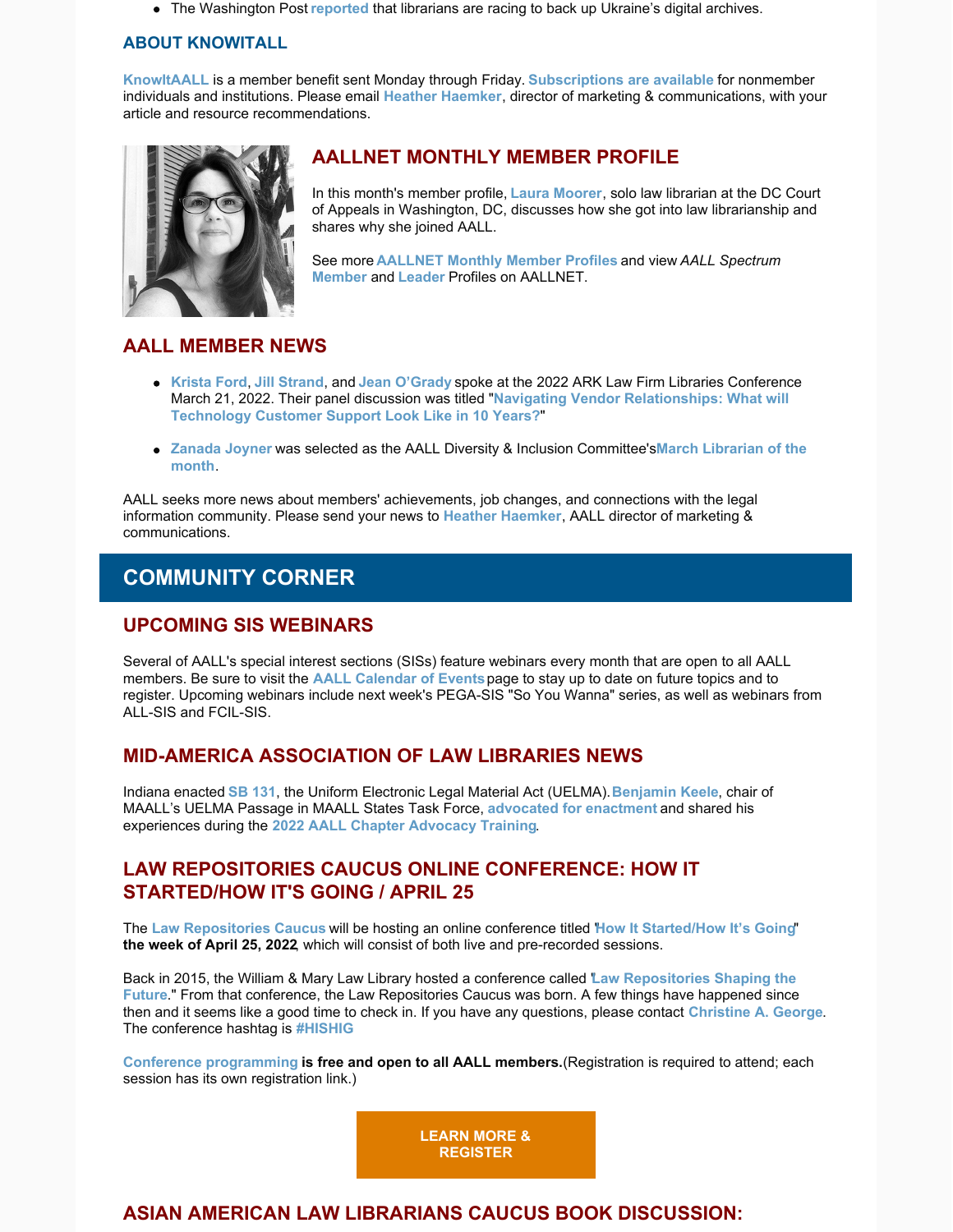- The Washington Post reported that librarians are racing to back up Ukraine's digital archives.

### ABOUT KNOWITALL

KnowItAALL is a member benefit sent Monday through Friday. Subscriptions are available for nonmember individuals and institutions. Please email Heather Haemker, director of marketing & communications, with your article and resource recommendations.

## AALLNET MONTHLY MEMBER PROFILE

In this month's member profile, Laura Moorer, solo law librarian at the DC Court of Appeals in Washington, DC, discusses how she got into law librarianship and shares why she joined AALL.

See more AALLNET Monthly Member Profiles and view *AALL Spectrum* Member and Leader Profiles on AALLNET.

## AALL MEMBER NEWS

- Krista Ford, Jill Strand, and Jean O'Grady spoke at the 2022 ARK Law Firm Libraries Conference March 21, 2022. Their panel discussion was titled "Navigating Vendor Relationships: What will Technology Customer Support Look Like in 10 Years?"
- Zanada Joyner was selected as the AALL Diversity & Inclusion Committee's March Librarian of the month.

AALL seeks more news about members' achievements, job changes, and connections with the legal information community. Please send your news to Heather Haemker, AALL director of marketing & communications.

# COMMUNITY CORNER

## UPCOMING SIS WEBINARS

Several of AALL's special interest sections (SISs) feature webinars every month that are open to all AALL members. Be sure to visit the AALL Calendar of Events page to stay up to date on future topics and to register. Upcoming webinars include next week's PEGA-SIS "So You Wanna" series, as well as webinars from ALL-SIS and FCIL-SIS.

## MID-AMERICA ASSOCIATION OF LAW LIBRARIES NEWS

Indiana enacted SB 131, the Uniform Electronic Legal Material Act (UELMA). Benjamin Keele, chair of MAALL's UELMA Passage in MAALL States Task Force, advocated for enactment and shared his experiences during the 2022 AALL Chapter Advocacy Training.

## LAW REPOSITORIES CAUCUS ONLINE CONFERENCE: HOW IT STARTED/HOW IT'S GOING / APRIL 25

The Law Repositories Caucus will be hosting an online conference titled "How It Started/How It's Going" **the week of April 25, 2022**, which will consist of both live and pre-recorded sessions.

Back in 2015, the William & Mary Law Library hosted a conference called "Law Repositories Shaping the Future." From that conference, the Law Repositories Caucus was born. A few things have happened since then and it seems like a good time to check in. If you have any questions, please contact Christine A. George. The conference hashtag is #HISHIG

Conference programming **is free and open to all AALL members.** (Registration is required to attend; each session has its own registration link.)

**LEARN MORE & REGISTER**

## ASIAN AMERICAN LAW LIBRARIANS CAUCUS BOOK DISCUSSION: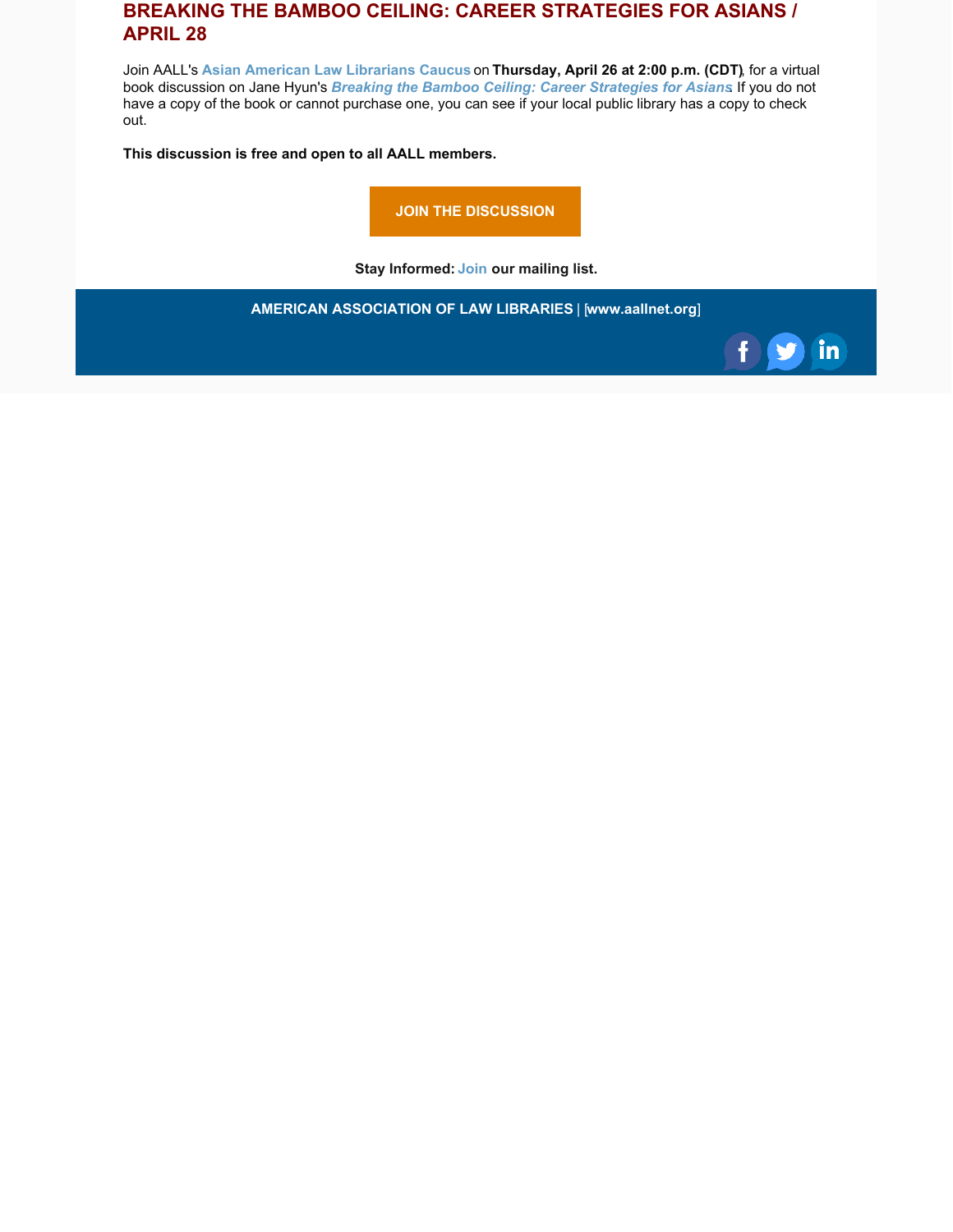## BREAKING THE BAMBOO CEILING: CAREER STRATEGIES FOR ASIANS / APRIL 28

Join AALL's **Asian American Law Librarians Caucus** on **Thursday, April 26 at 2:00 p.m. (CDT)**, for a virtual book discussion on Jane Hyun's ***Breaking the Bamboo Ceiling: Career Strategies for Asians***. If you do not have a copy of the book or cannot purchase one, you can see if your local public library has a copy to check out.

**This discussion is free and open to all AALL members.**

**JOIN THE DISCUSSION**

**Stay Informed: Join our mailing list.**

**AMERICAN ASSOCIATION OF LAW LIBRARIES** | [**www.aallnet.org**]